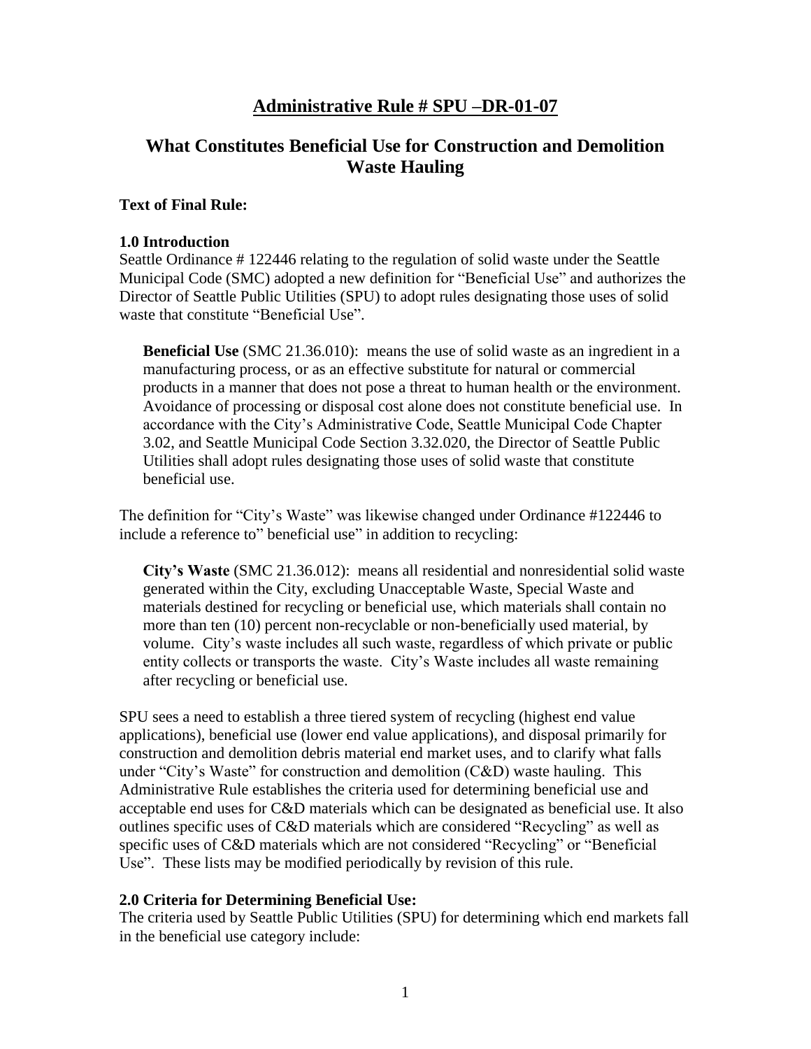# Administrative Rule # SPU –DR-01-07

## What Constitutes Beneficial Use for Construction and Demolition Waste Hauling

**Text of Final Rule:**

**1.0 Introduction**

Seattle Ordinance # 122446 relating to the regulation of solid waste under the Seattle Municipal Code (SMC) adopted a new definition for "Beneficial Use" and authorizes the Director of Seattle Public Utilities (SPU) to adopt rules designating those uses of solid waste that constitute "Beneficial Use".

> **Beneficial Use** (SMC 21.36.010): means the use of solid waste as an ingredient in a manufacturing process, or as an effective substitute for natural or commercial products in a manner that does not pose a threat to human health or the environment. Avoidance of processing or disposal cost alone does not constitute beneficial use. In accordance with the City's Administrative Code, Seattle Municipal Code Chapter 3.02, and Seattle Municipal Code Section 3.32.020, the Director of Seattle Public Utilities shall adopt rules designating those uses of solid waste that constitute beneficial use.

The definition for "City's Waste" was likewise changed under Ordinance #122446 to include a reference to" beneficial use" in addition to recycling:

> **City's Waste** (SMC 21.36.012): means all residential and nonresidential solid waste generated within the City, excluding Unacceptable Waste, Special Waste and materials destined for recycling or beneficial use, which materials shall contain no more than ten (10) percent non-recyclable or non-beneficially used material, by volume. City's waste includes all such waste, regardless of which private or public entity collects or transports the waste. City's Waste includes all waste remaining after recycling or beneficial use.

SPU sees a need to establish a three tiered system of recycling (highest end value applications), beneficial use (lower end value applications), and disposal primarily for construction and demolition debris material end market uses, and to clarify what falls under "City's Waste" for construction and demolition (C&D) waste hauling. This Administrative Rule establishes the criteria used for determining beneficial use and acceptable end uses for C&D materials which can be designated as beneficial use. It also outlines specific uses of C&D materials which are considered "Recycling" as well as specific uses of C&D materials which are not considered "Recycling" or "Beneficial Use". These lists may be modified periodically by revision of this rule.

**2.0 Criteria for Determining Beneficial Use:**

The criteria used by Seattle Public Utilities (SPU) for determining which end markets fall in the beneficial use category include: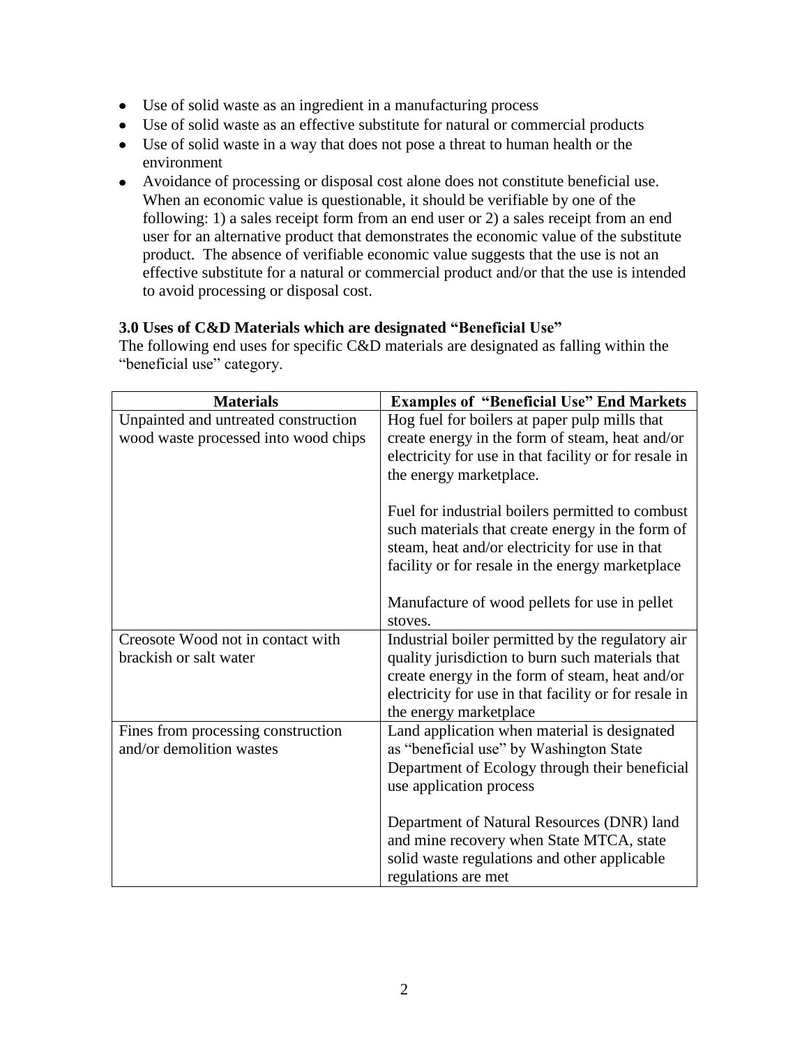- Use of solid waste as an ingredient in a manufacturing process
- Use of solid waste as an effective substitute for natural or commercial products
- Use of solid waste in a way that does not pose a threat to human health or the environment
- Avoidance of processing or disposal cost alone does not constitute beneficial use. When an economic value is questionable, it should be verifiable by one of the following: 1) a sales receipt form from an end user or 2) a sales receipt from an end user for an alternative product that demonstrates the economic value of the substitute product. The absence of verifiable economic value suggests that the use is not an effective substitute for a natural or commercial product and/or that the use is intended to avoid processing or disposal cost.

### 3.0 Uses of C&D Materials which are designated "Beneficial Use"

The following end uses for specific C&D materials are designated as falling within the "beneficial use" category.

| Materials | Examples of "Beneficial Use" End Markets |
|---|---|
| Unpainted and untreated construction wood waste processed into wood chips | Hog fuel for boilers at paper pulp mills that create energy in the form of steam, heat and/or electricity for use in that facility or for resale in the energy marketplace.<br><br>Fuel for industrial boilers permitted to combust such materials that create energy in the form of steam, heat and/or electricity for use in that facility or for resale in the energy marketplace<br><br>Manufacture of wood pellets for use in pellet stoves. |
| Creosote Wood not in contact with brackish or salt water | Industrial boiler permitted by the regulatory air quality jurisdiction to burn such materials that create energy in the form of steam, heat and/or electricity for use in that facility or for resale in the energy marketplace |
| Fines from processing construction and/or demolition wastes | Land application when material is designated as "beneficial use" by Washington State Department of Ecology through their beneficial use application process<br><br>Department of Natural Resources (DNR) land and mine recovery when State MTCA, state solid waste regulations and other applicable regulations are met |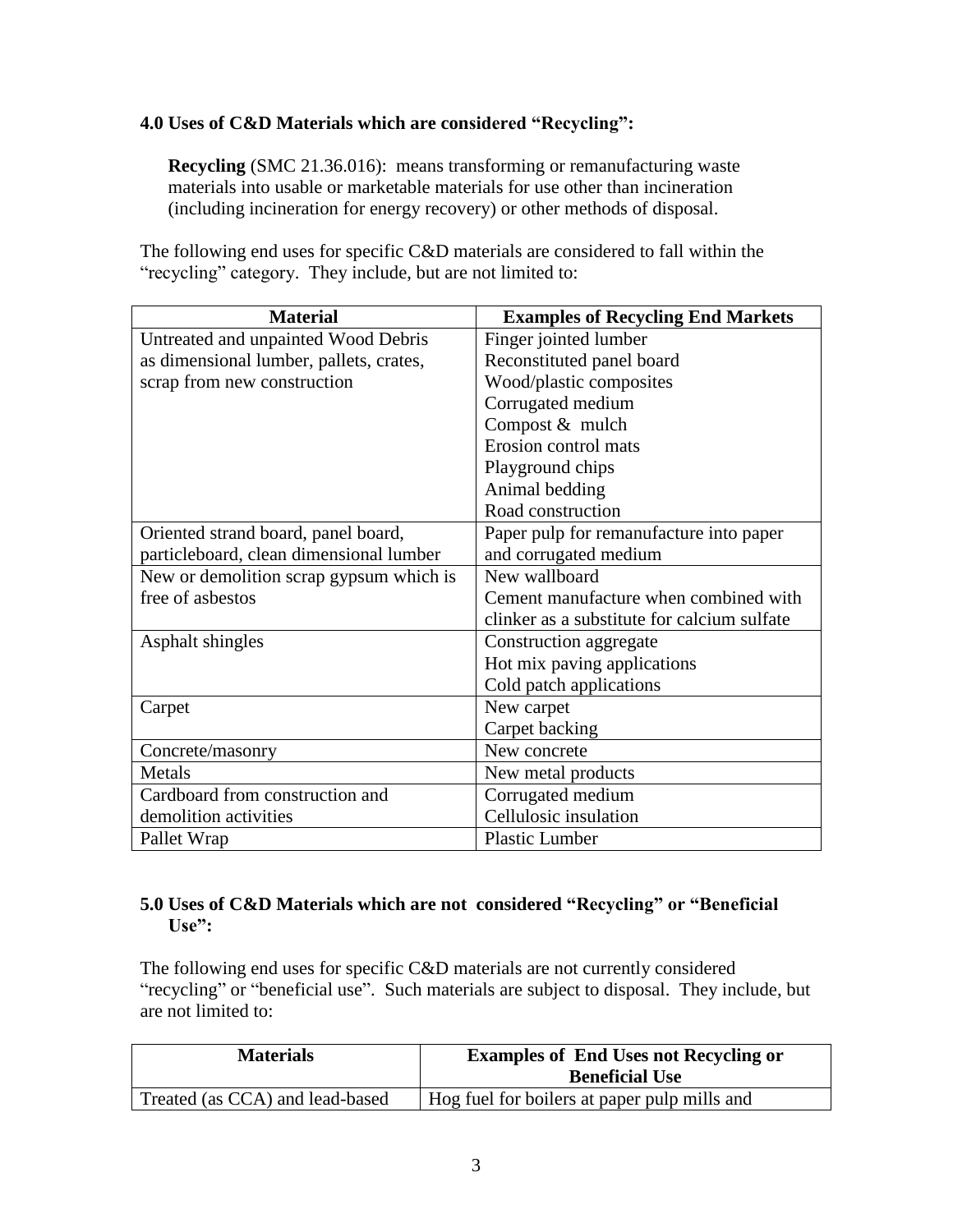## 4.0 Uses of C&D Materials which are considered "Recycling":

> **Recycling** (SMC 21.36.016): means transforming or remanufacturing waste materials into usable or marketable materials for use other than incineration (including incineration for energy recovery) or other methods of disposal.

The following end uses for specific C&D materials are considered to fall within the "recycling" category. They include, but are not limited to:

| Material | Examples of Recycling End Markets |
|---|---|
| Untreated and unpainted Wood Debris as dimensional lumber, pallets, crates, scrap from new construction | Finger jointed lumber<br>Reconstituted panel board<br>Wood/plastic composites<br>Corrugated medium<br>Compost & mulch<br>Erosion control mats<br>Playground chips<br>Animal bedding<br>Road construction |
| Oriented strand board, panel board, particleboard, clean dimensional lumber | Paper pulp for remanufacture into paper and corrugated medium |
| New or demolition scrap gypsum which is free of asbestos | New wallboard<br>Cement manufacture when combined with clinker as a substitute for calcium sulfate |
| Asphalt shingles | Construction aggregate<br>Hot mix paving applications<br>Cold patch applications |
| Carpet | New carpet<br>Carpet backing |
| Concrete/masonry | New concrete |
| Metals | New metal products |
| Cardboard from construction and demolition activities | Corrugated medium<br>Cellulosic insulation |
| Pallet Wrap | Plastic Lumber |

## 5.0 Uses of C&D Materials which are not considered "Recycling" or "Beneficial Use":

The following end uses for specific C&D materials are not currently considered "recycling" or "beneficial use". Such materials are subject to disposal. They include, but are not limited to:

| Materials | Examples of End Uses not Recycling or Beneficial Use |
|---|---|
| Treated (as CCA) and lead-based | Hog fuel for boilers at paper pulp mills and |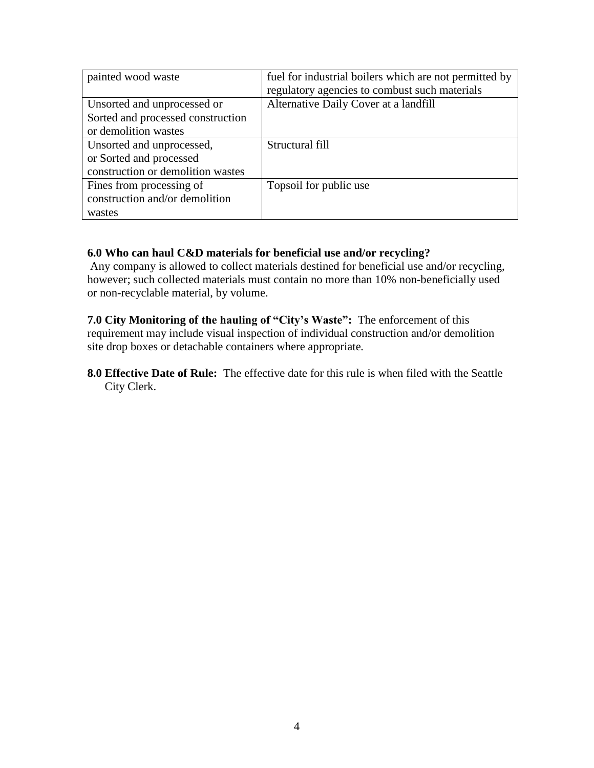| | |
|---|---|
| painted wood waste | fuel for industrial boilers which are not permitted by regulatory agencies to combust such materials |
| Unsorted and unprocessed or Sorted and processed construction or demolition wastes | Alternative Daily Cover at a landfill |
| Unsorted and unprocessed, or Sorted and processed construction or demolition wastes | Structural fill |
| Fines from processing of construction and/or demolition wastes | Topsoil for public use |

**6.0 Who can haul C&D materials for beneficial use and/or recycling?**
Any company is allowed to collect materials destined for beneficial use and/or recycling, however; such collected materials must contain no more than 10% non-beneficially used or non-recyclable material, by volume.

**7.0 City Monitoring of the hauling of "City's Waste":** The enforcement of this requirement may include visual inspection of individual construction and/or demolition site drop boxes or detachable containers where appropriate.

**8.0 Effective Date of Rule:** The effective date for this rule is when filed with the Seattle City Clerk.